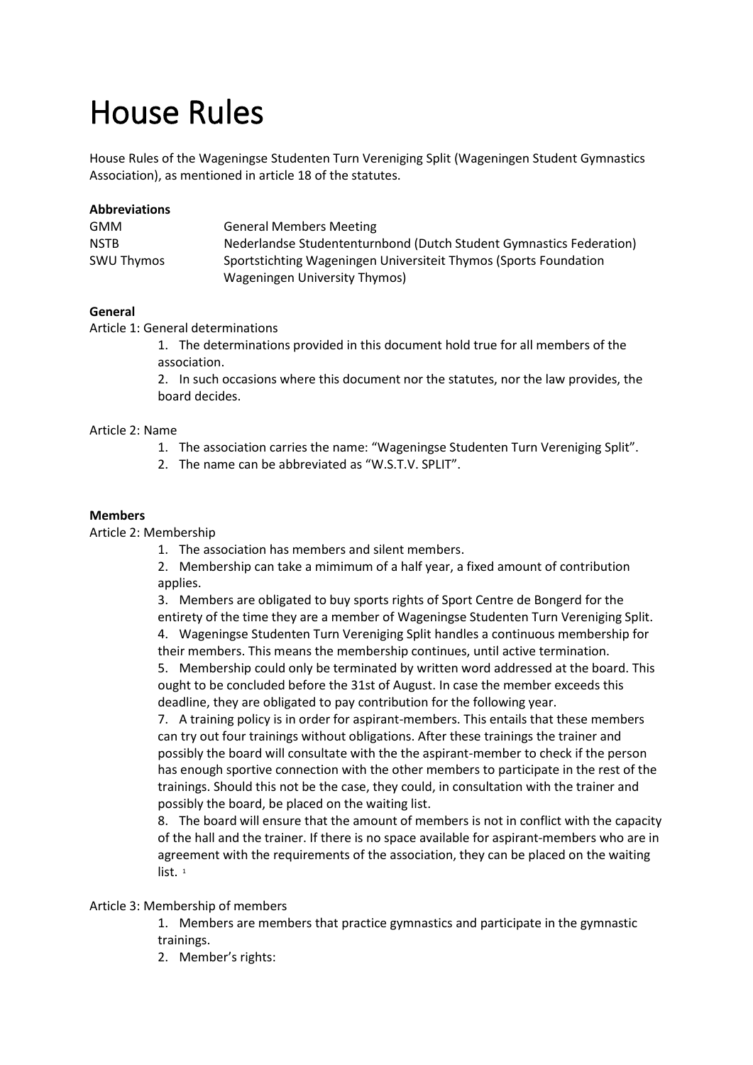# House Rules

House Rules of the Wageningse Studenten Turn Vereniging Split (Wageningen Student Gymnastics Association), as mentioned in article 18 of the statutes.

**Abbreviations**

| | |
|---|---|
| GMM | General Members Meeting |
| NSTB | Nederlandse Studententurnbond (Dutch Student Gymnastics Federation) |
| SWU Thymos | Sportstichting Wageningen Universiteit Thymos (Sports Foundation Wageningen University Thymos) |

**General**

Article 1: General determinations

1. The determinations provided in this document hold true for all members of the association.
2. In such occasions where this document nor the statutes, nor the law provides, the board decides.

Article 2: Name

1. The association carries the name: "Wageningse Studenten Turn Vereniging Split".
2. The name can be abbreviated as "W.S.T.V. SPLIT".

**Members**

Article 2: Membership

1. The association has members and silent members.
2. Membership can take a mimimum of a half year, a fixed amount of contribution applies.
3. Members are obligated to buy sports rights of Sport Centre de Bongerd for the entirety of the time they are a member of Wageningse Studenten Turn Vereniging Split.
4. Wageningse Studenten Turn Vereniging Split handles a continuous membership for their members. This means the membership continues, until active termination.
5. Membership could only be terminated by written word addressed at the board. This ought to be concluded before the 31st of August. In case the member exceeds this deadline, they are obligated to pay contribution for the following year.
7. A training policy is in order for aspirant-members. This entails that these members can try out four trainings without obligations. After these trainings the trainer and possibly the board will consultate with the the aspirant-member to check if the person has enough sportive connection with the other members to participate in the rest of the trainings. Should this not be the case, they could, in consultation with the trainer and possibly the board, be placed on the waiting list.
8. The board will ensure that the amount of members is not in conflict with the capacity of the hall and the trainer. If there is no space available for aspirant-members who are in agreement with the requirements of the association, they can be placed on the waiting list. [1]

Article 3: Membership of members

1. Members are members that practice gymnastics and participate in the gymnastic trainings.
2. Member's rights: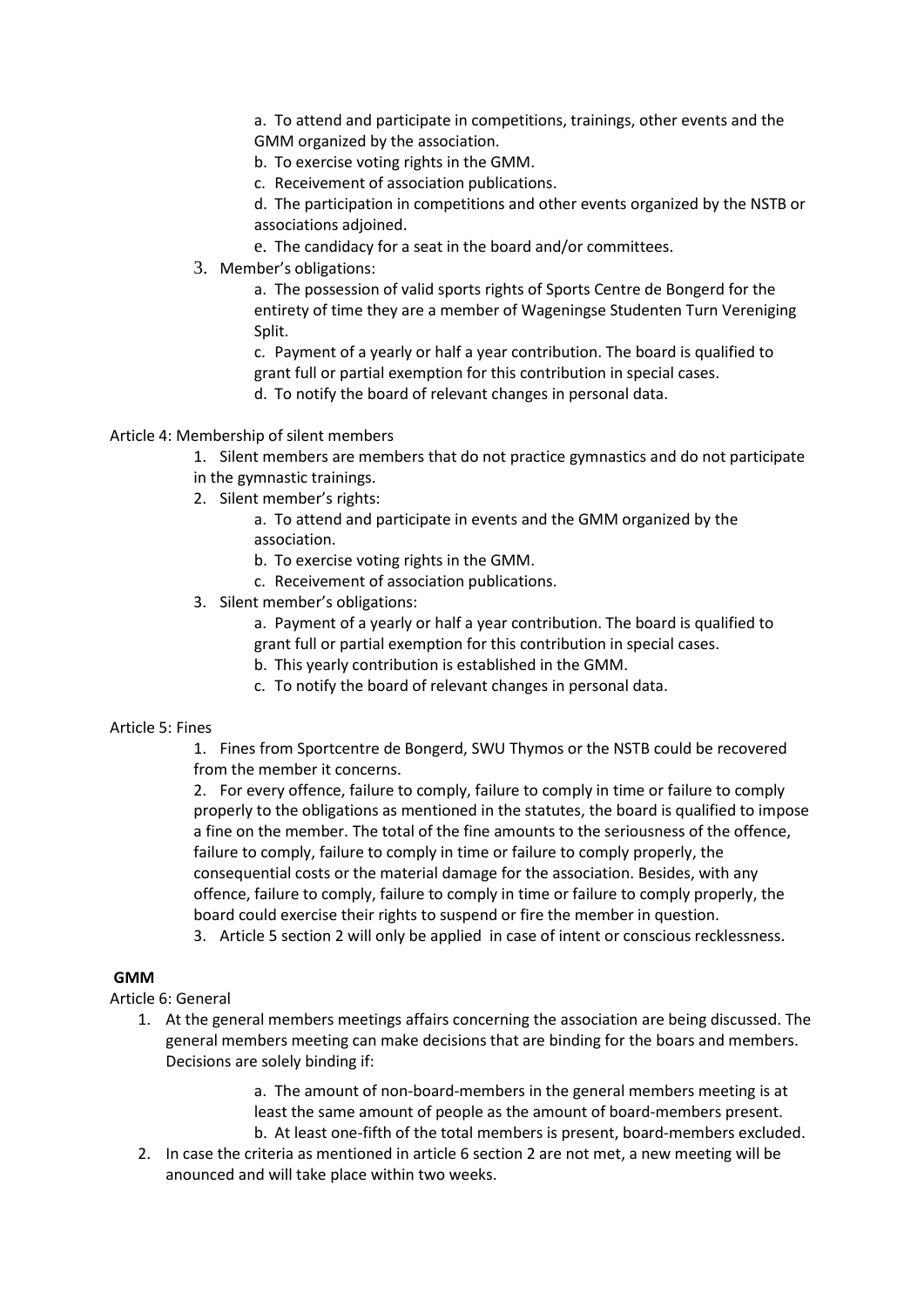a. To attend and participate in competitions, trainings, other events and the GMM organized by the association.

b. To exercise voting rights in the GMM.

c. Receivement of association publications.

d. The participation in competitions and other events organized by the NSTB or associations adjoined.

e. The candidacy for a seat in the board and/or committees.

3. Member's obligations:

a. The possession of valid sports rights of Sports Centre de Bongerd for the entirety of time they are a member of Wageningse Studenten Turn Vereniging Split.

c. Payment of a yearly or half a year contribution. The board is qualified to grant full or partial exemption for this contribution in special cases.

d. To notify the board of relevant changes in personal data.

Article 4: Membership of silent members

1. Silent members are members that do not practice gymnastics and do not participate in the gymnastic trainings.
2. Silent member's rights:

   a. To attend and participate in events and the GMM organized by the association.

   b. To exercise voting rights in the GMM.

   c. Receivement of association publications.

3. Silent member's obligations:

   a. Payment of a yearly or half a year contribution. The board is qualified to grant full or partial exemption for this contribution in special cases.

   b. This yearly contribution is established in the GMM.

   c. To notify the board of relevant changes in personal data.

Article 5: Fines

1. Fines from Sportcentre de Bongerd, SWU Thymos or the NSTB could be recovered from the member it concerns.
2. For every offence, failure to comply, failure to comply in time or failure to comply properly to the obligations as mentioned in the statutes, the board is qualified to impose a fine on the member. The total of the fine amounts to the seriousness of the offence, failure to comply, failure to comply in time or failure to comply properly, the consequential costs or the material damage for the association. Besides, with any offence, failure to comply, failure to comply in time or failure to comply properly, the board could exercise their rights to suspend or fire the member in question.
3. Article 5 section 2 will only be applied in case of intent or conscious recklessness.

**GMM**

Article 6: General

1. At the general members meetings affairs concerning the association are being discussed. The general members meeting can make decisions that are binding for the boars and members. Decisions are solely binding if:

   a. The amount of non-board-members in the general members meeting is at least the same amount of people as the amount of board-members present.

   b. At least one-fifth of the total members is present, board-members excluded.

2. In case the criteria as mentioned in article 6 section 2 are not met, a new meeting will be anounced and will take place within two weeks.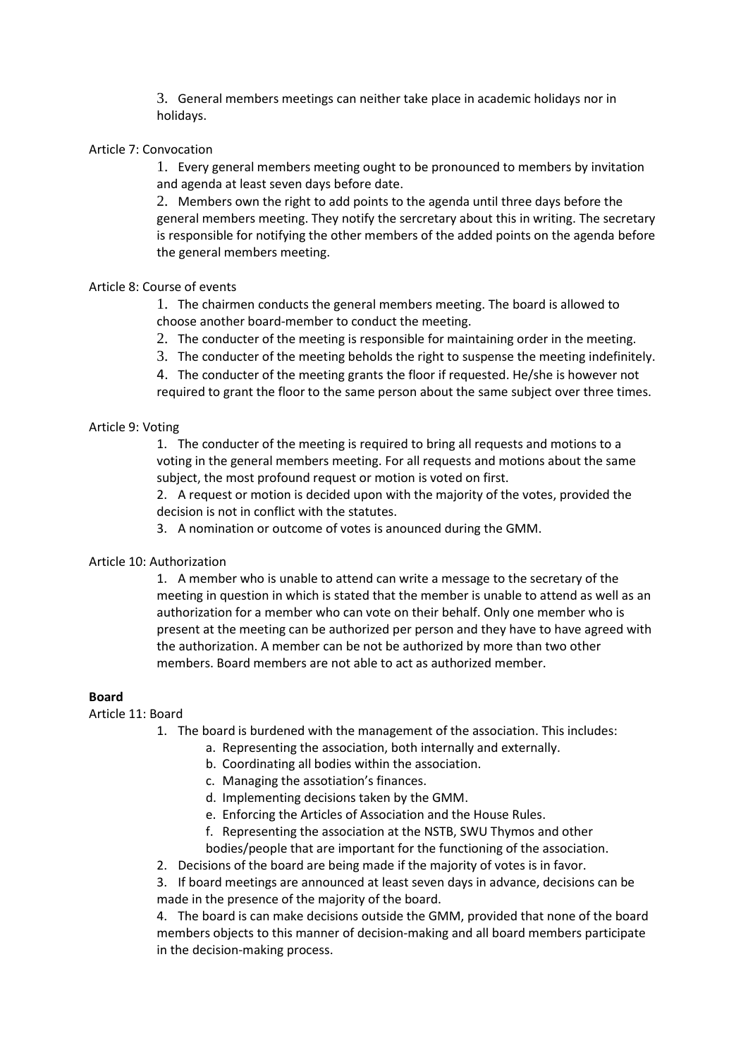3. General members meetings can neither take place in academic holidays nor in holidays.

Article 7: Convocation

1. Every general members meeting ought to be pronounced to members by invitation and agenda at least seven days before date.
2. Members own the right to add points to the agenda until three days before the general members meeting. They notify the sercretary about this in writing. The secretary is responsible for notifying the other members of the added points on the agenda before the general members meeting.

Article 8: Course of events

1. The chairmen conducts the general members meeting. The board is allowed to choose another board-member to conduct the meeting.
2. The conducter of the meeting is responsible for maintaining order in the meeting.
3. The conducter of the meeting beholds the right to suspense the meeting indefinitely.
4. The conducter of the meeting grants the floor if requested. He/she is however not required to grant the floor to the same person about the same subject over three times.

Article 9: Voting

1. The conducter of the meeting is required to bring all requests and motions to a voting in the general members meeting. For all requests and motions about the same subject, the most profound request or motion is voted on first.
2. A request or motion is decided upon with the majority of the votes, provided the decision is not in conflict with the statutes.
3. A nomination or outcome of votes is anounced during the GMM.

Article 10: Authorization

1. A member who is unable to attend can write a message to the secretary of the meeting in question in which is stated that the member is unable to attend as well as an authorization for a member who can vote on their behalf. Only one member who is present at the meeting can be authorized per person and they have to have agreed with the authorization. A member can be not be authorized by more than two other members. Board members are not able to act as authorized member.

**Board**

Article 11: Board

1. The board is burdened with the management of the association. This includes:
    a. Representing the association, both internally and externally.
    b. Coordinating all bodies within the association.
    c. Managing the assotiation's finances.
    d. Implementing decisions taken by the GMM.
    e. Enforcing the Articles of Association and the House Rules.
    f. Representing the association at the NSTB, SWU Thymos and other bodies/people that are important for the functioning of the association.
2. Decisions of the board are being made if the majority of votes is in favor.
3. If board meetings are announced at least seven days in advance, decisions can be made in the presence of the majority of the board.
4. The board is can make decisions outside the GMM, provided that none of the board members objects to this manner of decision-making and all board members participate in the decision-making process.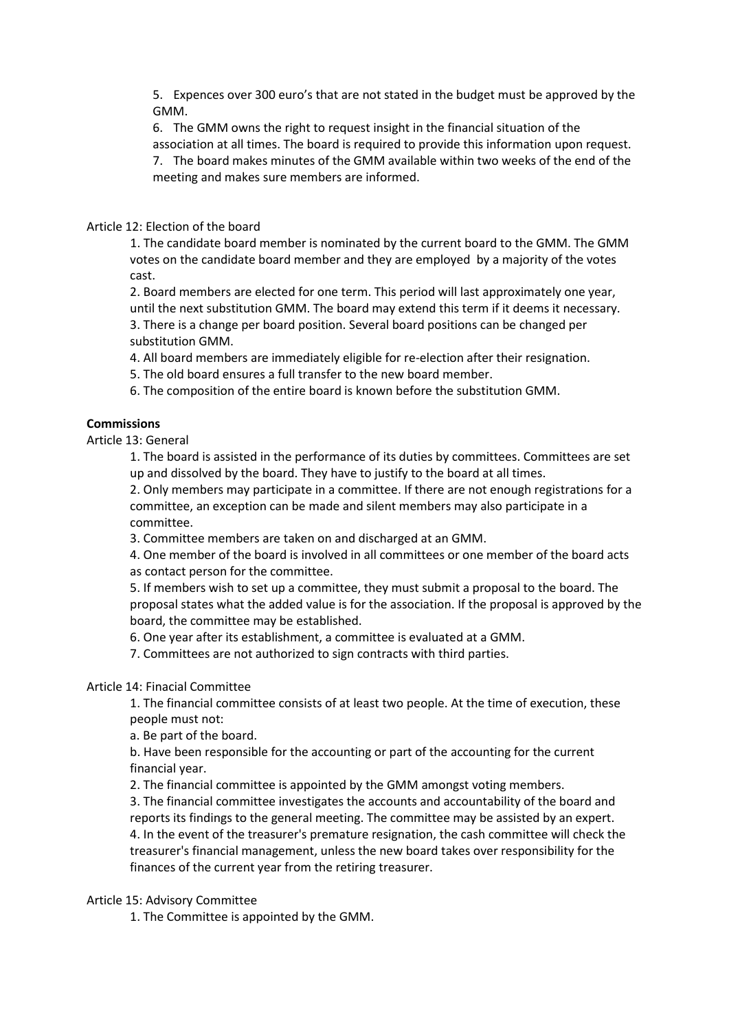5. Expences over 300 euro's that are not stated in the budget must be approved by the GMM.

6. The GMM owns the right to request insight in the financial situation of the association at all times. The board is required to provide this information upon request.

7. The board makes minutes of the GMM available within two weeks of the end of the meeting and makes sure members are informed.

Article 12: Election of the board

1. The candidate board member is nominated by the current board to the GMM. The GMM votes on the candidate board member and they are employed by a majority of the votes cast.
2. Board members are elected for one term. This period will last approximately one year, until the next substitution GMM. The board may extend this term if it deems it necessary.
3. There is a change per board position. Several board positions can be changed per substitution GMM.
4. All board members are immediately eligible for re-election after their resignation.
5. The old board ensures a full transfer to the new board member.
6. The composition of the entire board is known before the substitution GMM.

**Commissions**

Article 13: General

1. The board is assisted in the performance of its duties by committees. Committees are set up and dissolved by the board. They have to justify to the board at all times.
2. Only members may participate in a committee. If there are not enough registrations for a committee, an exception can be made and silent members may also participate in a committee.
3. Committee members are taken on and discharged at an GMM.
4. One member of the board is involved in all committees or one member of the board acts as contact person for the committee.
5. If members wish to set up a committee, they must submit a proposal to the board. The proposal states what the added value is for the association. If the proposal is approved by the board, the committee may be established.
6. One year after its establishment, a committee is evaluated at a GMM.
7. Committees are not authorized to sign contracts with third parties.

Article 14: Finacial Committee

1. The financial committee consists of at least two people. At the time of execution, these people must not:

   a. Be part of the board.

   b. Have been responsible for the accounting or part of the accounting for the current financial year.

2. The financial committee is appointed by the GMM amongst voting members.
3. The financial committee investigates the accounts and accountability of the board and reports its findings to the general meeting. The committee may be assisted by an expert.
4. In the event of the treasurer's premature resignation, the cash committee will check the treasurer's financial management, unless the new board takes over responsibility for the finances of the current year from the retiring treasurer.

Article 15: Advisory Committee

1. The Committee is appointed by the GMM.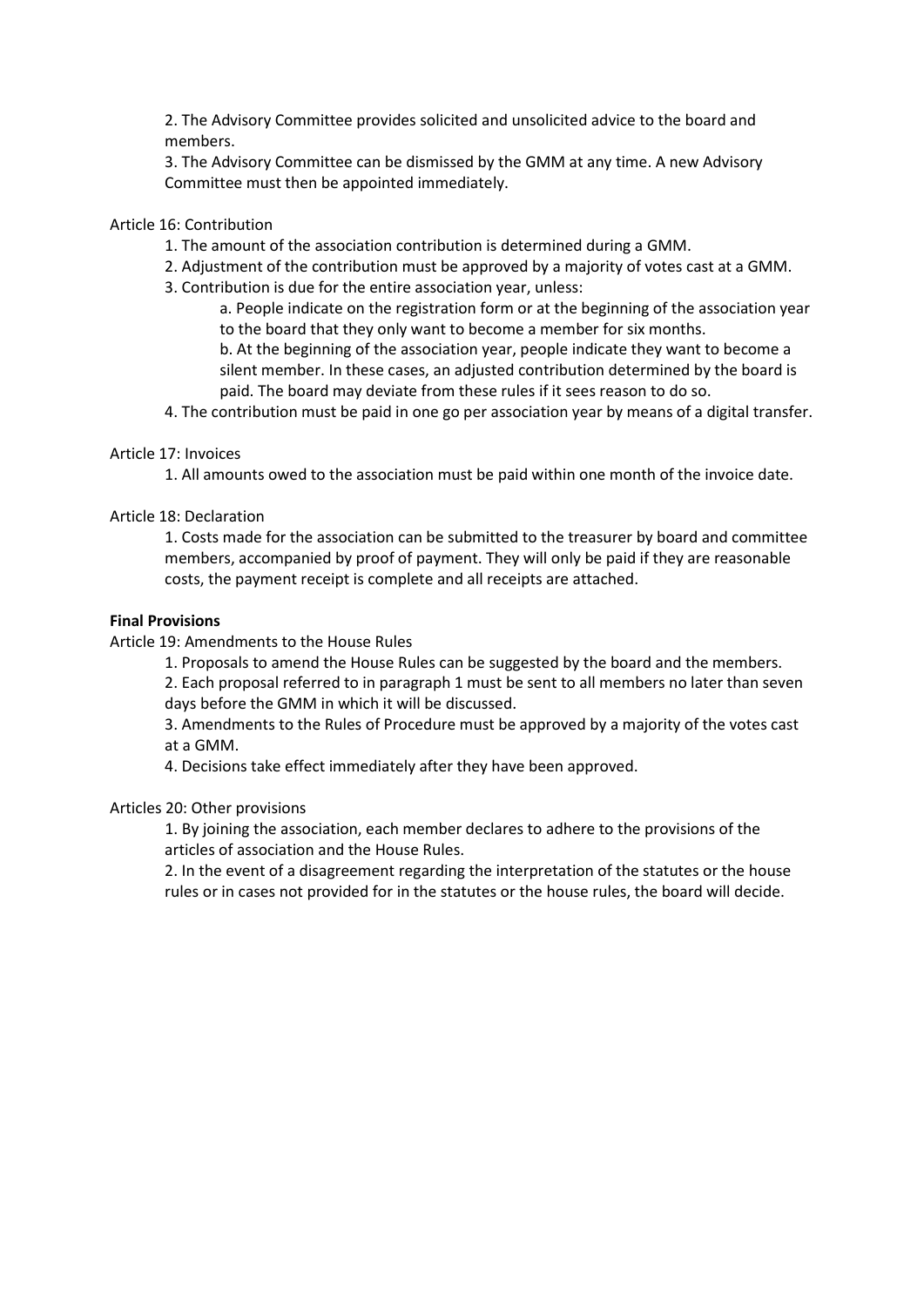2. The Advisory Committee provides solicited and unsolicited advice to the board and members.

3. The Advisory Committee can be dismissed by the GMM at any time. A new Advisory Committee must then be appointed immediately.

Article 16: Contribution

1. The amount of the association contribution is determined during a GMM.
2. Adjustment of the contribution must be approved by a majority of votes cast at a GMM.
3. Contribution is due for the entire association year, unless:

   a. People indicate on the registration form or at the beginning of the association year to the board that they only want to become a member for six months.

   b. At the beginning of the association year, people indicate they want to become a silent member. In these cases, an adjusted contribution determined by the board is paid. The board may deviate from these rules if it sees reason to do so.

4. The contribution must be paid in one go per association year by means of a digital transfer.

Article 17: Invoices

1. All amounts owed to the association must be paid within one month of the invoice date.

Article 18: Declaration

1. Costs made for the association can be submitted to the treasurer by board and committee members, accompanied by proof of payment. They will only be paid if they are reasonable costs, the payment receipt is complete and all receipts are attached.

**Final Provisions**

Article 19: Amendments to the House Rules

1. Proposals to amend the House Rules can be suggested by the board and the members.
2. Each proposal referred to in paragraph 1 must be sent to all members no later than seven days before the GMM in which it will be discussed.
3. Amendments to the Rules of Procedure must be approved by a majority of the votes cast at a GMM.
4. Decisions take effect immediately after they have been approved.

Articles 20: Other provisions

1. By joining the association, each member declares to adhere to the provisions of the articles of association and the House Rules.
2. In the event of a disagreement regarding the interpretation of the statutes or the house rules or in cases not provided for in the statutes or the house rules, the board will decide.